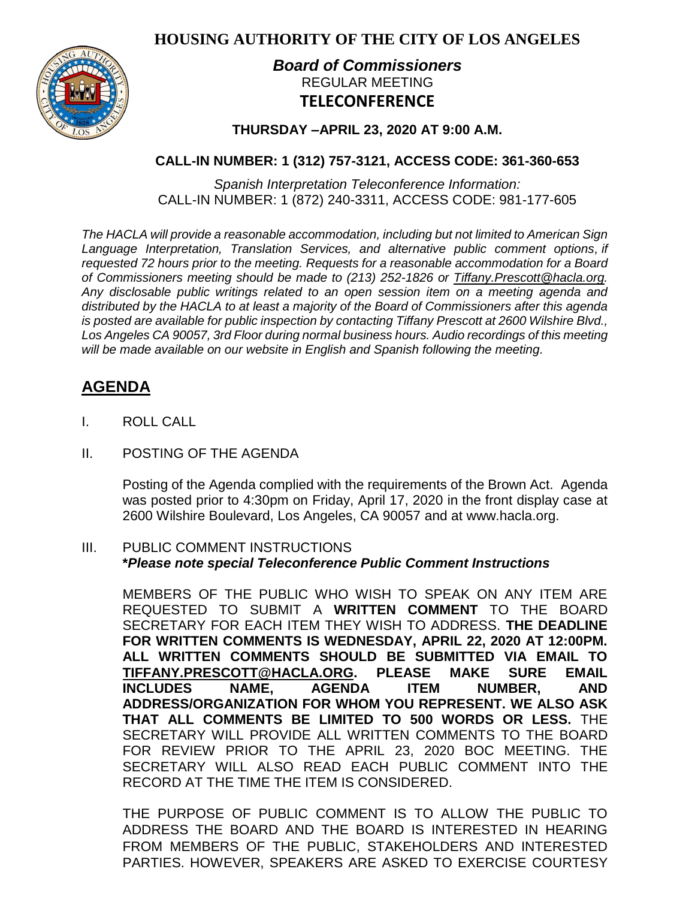# HOUSING AUTHORITY OF THE CITY OF LOS ANGELES

***Board of Commissioners***

REGULAR MEETING

**TELECONFERENCE**

**THURSDAY –APRIL 23, 2020 AT 9:00 A.M.**

**CALL-IN NUMBER: 1 (312) 757-3121, ACCESS CODE: 361-360-653**

*Spanish Interpretation Teleconference Information:*
CALL-IN NUMBER: 1 (872) 240-3311, ACCESS CODE: 981-177-605

*The HACLA will provide a reasonable accommodation, including but not limited to American Sign Language Interpretation, Translation Services, and alternative public comment options, if requested 72 hours prior to the meeting. Requests for a reasonable accommodation for a Board of Commissioners meeting should be made to (213) 252-1826 or Tiffany.Prescott@hacla.org. Any disclosable public writings related to an open session item on a meeting agenda and distributed by the HACLA to at least a majority of the Board of Commissioners after this agenda is posted are available for public inspection by contacting Tiffany Prescott at 2600 Wilshire Blvd., Los Angeles CA 90057, 3rd Floor during normal business hours. Audio recordings of this meeting will be made available on our website in English and Spanish following the meeting.*

## AGENDA

I. ROLL CALL

II. POSTING OF THE AGENDA

Posting of the Agenda complied with the requirements of the Brown Act. Agenda was posted prior to 4:30pm on Friday, April 17, 2020 in the front display case at 2600 Wilshire Boulevard, Los Angeles, CA 90057 and at www.hacla.org.

III. PUBLIC COMMENT INSTRUCTIONS
***Please note special Teleconference Public Comment Instructions**

MEMBERS OF THE PUBLIC WHO WISH TO SPEAK ON ANY ITEM ARE REQUESTED TO SUBMIT A **WRITTEN COMMENT** TO THE BOARD SECRETARY FOR EACH ITEM THEY WISH TO ADDRESS. **THE DEADLINE FOR WRITTEN COMMENTS IS WEDNESDAY, APRIL 22, 2020 AT 12:00PM. ALL WRITTEN COMMENTS SHOULD BE SUBMITTED VIA EMAIL TO TIFFANY.PRESCOTT@HACLA.ORG. PLEASE MAKE SURE EMAIL INCLUDES NAME, AGENDA ITEM NUMBER, AND ADDRESS/ORGANIZATION FOR WHOM YOU REPRESENT. WE ALSO ASK THAT ALL COMMENTS BE LIMITED TO 500 WORDS OR LESS.** THE SECRETARY WILL PROVIDE ALL WRITTEN COMMENTS TO THE BOARD FOR REVIEW PRIOR TO THE APRIL 23, 2020 BOC MEETING. THE SECRETARY WILL ALSO READ EACH PUBLIC COMMENT INTO THE RECORD AT THE TIME THE ITEM IS CONSIDERED.

THE PURPOSE OF PUBLIC COMMENT IS TO ALLOW THE PUBLIC TO ADDRESS THE BOARD AND THE BOARD IS INTERESTED IN HEARING FROM MEMBERS OF THE PUBLIC, STAKEHOLDERS AND INTERESTED PARTIES. HOWEVER, SPEAKERS ARE ASKED TO EXERCISE COURTESY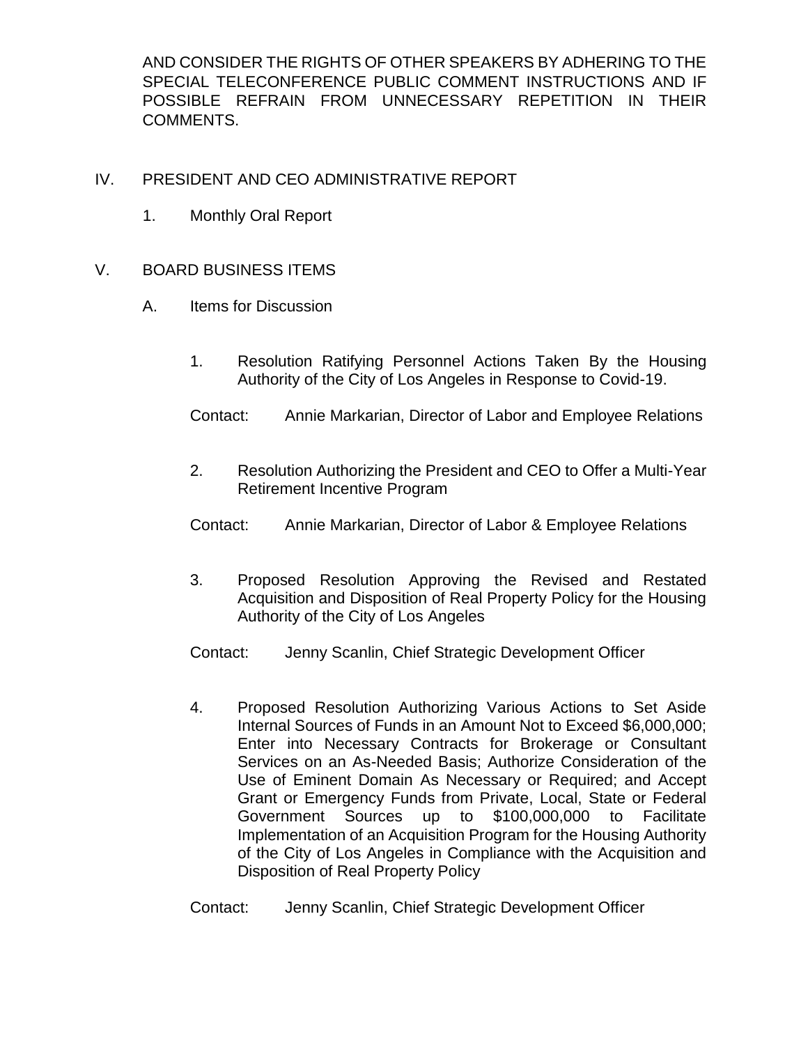AND CONSIDER THE RIGHTS OF OTHER SPEAKERS BY ADHERING TO THE SPECIAL TELECONFERENCE PUBLIC COMMENT INSTRUCTIONS AND IF POSSIBLE REFRAIN FROM UNNECESSARY REPETITION IN THEIR COMMENTS.

## IV. PRESIDENT AND CEO ADMINISTRATIVE REPORT

1. Monthly Oral Report

## V. BOARD BUSINESS ITEMS

### A. Items for Discussion

1. Resolution Ratifying Personnel Actions Taken By the Housing Authority of the City of Los Angeles in Response to Covid-19.

   Contact: Annie Markarian, Director of Labor and Employee Relations

2. Resolution Authorizing the President and CEO to Offer a Multi-Year Retirement Incentive Program

   Contact: Annie Markarian, Director of Labor & Employee Relations

3. Proposed Resolution Approving the Revised and Restated Acquisition and Disposition of Real Property Policy for the Housing Authority of the City of Los Angeles

   Contact: Jenny Scanlin, Chief Strategic Development Officer

4. Proposed Resolution Authorizing Various Actions to Set Aside Internal Sources of Funds in an Amount Not to Exceed $6,000,000; Enter into Necessary Contracts for Brokerage or Consultant Services on an As-Needed Basis; Authorize Consideration of the Use of Eminent Domain As Necessary or Required; and Accept Grant or Emergency Funds from Private, Local, State or Federal Government Sources up to $100,000,000 to Facilitate Implementation of an Acquisition Program for the Housing Authority of the City of Los Angeles in Compliance with the Acquisition and Disposition of Real Property Policy

   Contact: Jenny Scanlin, Chief Strategic Development Officer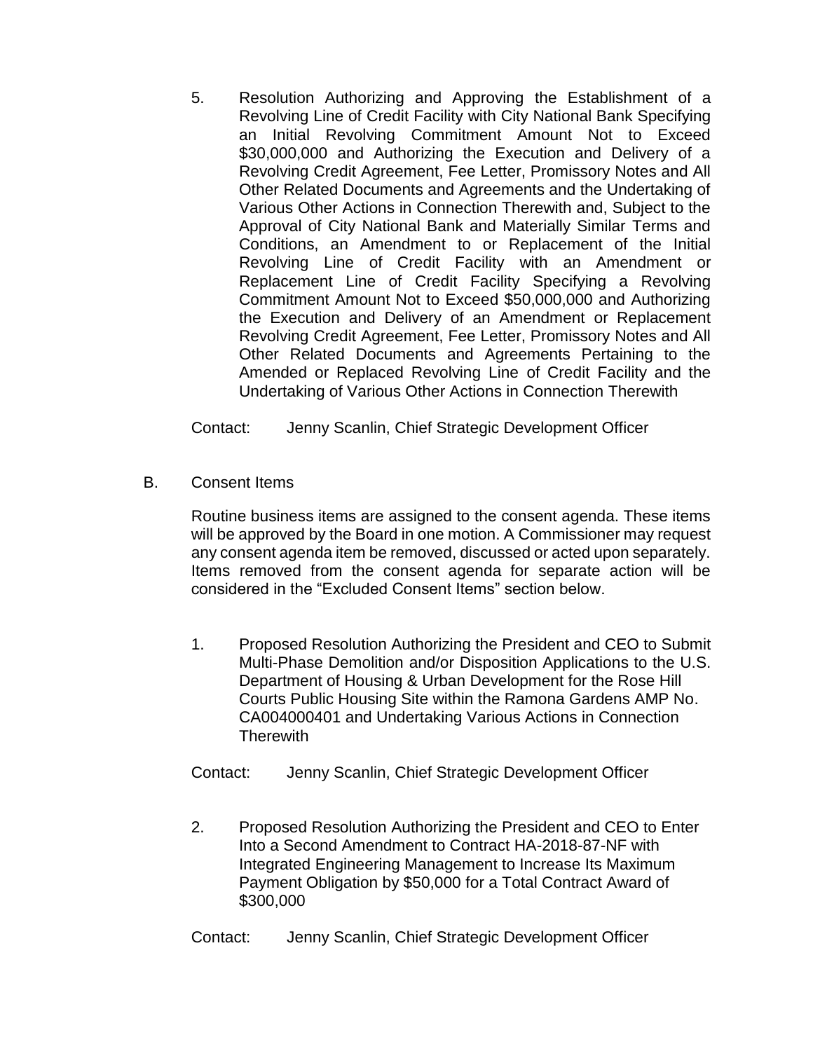5. Resolution Authorizing and Approving the Establishment of a Revolving Line of Credit Facility with City National Bank Specifying an Initial Revolving Commitment Amount Not to Exceed $30,000,000 and Authorizing the Execution and Delivery of a Revolving Credit Agreement, Fee Letter, Promissory Notes and All Other Related Documents and Agreements and the Undertaking of Various Other Actions in Connection Therewith and, Subject to the Approval of City National Bank and Materially Similar Terms and Conditions, an Amendment to or Replacement of the Initial Revolving Line of Credit Facility with an Amendment or Replacement Line of Credit Facility Specifying a Revolving Commitment Amount Not to Exceed $50,000,000 and Authorizing the Execution and Delivery of an Amendment or Replacement Revolving Credit Agreement, Fee Letter, Promissory Notes and All Other Related Documents and Agreements Pertaining to the Amended or Replaced Revolving Line of Credit Facility and the Undertaking of Various Other Actions in Connection Therewith

   Contact: Jenny Scanlin, Chief Strategic Development Officer

B. Consent Items

   Routine business items are assigned to the consent agenda. These items will be approved by the Board in one motion. A Commissioner may request any consent agenda item be removed, discussed or acted upon separately. Items removed from the consent agenda for separate action will be considered in the "Excluded Consent Items" section below.

1. Proposed Resolution Authorizing the President and CEO to Submit Multi-Phase Demolition and/or Disposition Applications to the U.S. Department of Housing & Urban Development for the Rose Hill Courts Public Housing Site within the Ramona Gardens AMP No. CA004000401 and Undertaking Various Actions in Connection Therewith

   Contact: Jenny Scanlin, Chief Strategic Development Officer

2. Proposed Resolution Authorizing the President and CEO to Enter Into a Second Amendment to Contract HA-2018-87-NF with Integrated Engineering Management to Increase Its Maximum Payment Obligation by $50,000 for a Total Contract Award of $300,000

   Contact: Jenny Scanlin, Chief Strategic Development Officer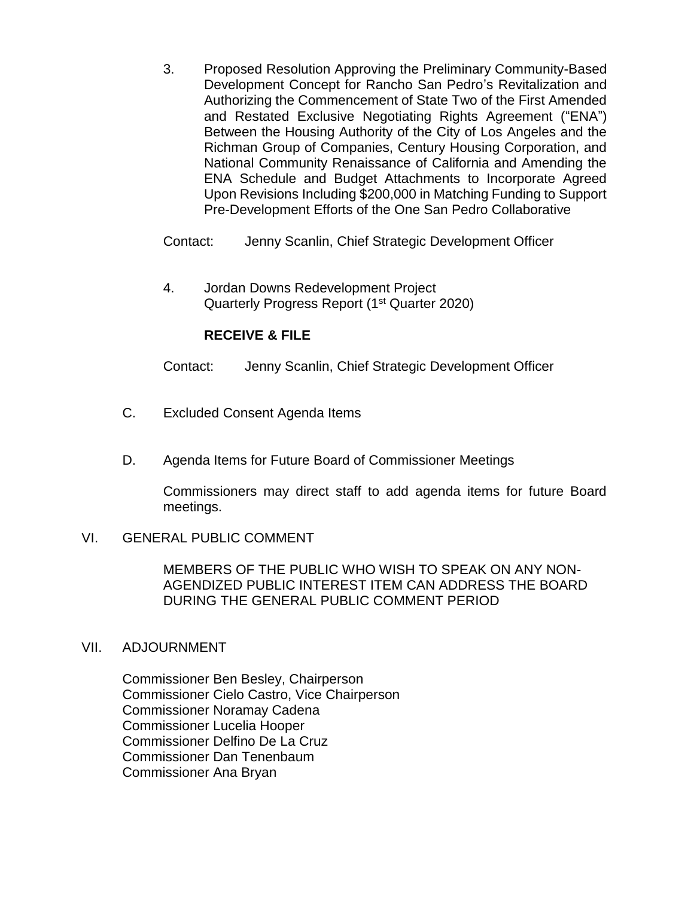3. Proposed Resolution Approving the Preliminary Community-Based Development Concept for Rancho San Pedro's Revitalization and Authorizing the Commencement of State Two of the First Amended and Restated Exclusive Negotiating Rights Agreement ("ENA") Between the Housing Authority of the City of Los Angeles and the Richman Group of Companies, Century Housing Corporation, and National Community Renaissance of California and Amending the ENA Schedule and Budget Attachments to Incorporate Agreed Upon Revisions Including $200,000 in Matching Funding to Support Pre-Development Efforts of the One San Pedro Collaborative

   Contact: Jenny Scanlin, Chief Strategic Development Officer

4. Jordan Downs Redevelopment Project Quarterly Progress Report (1st Quarter 2020)

   **RECEIVE & FILE**

   Contact: Jenny Scanlin, Chief Strategic Development Officer

C. Excluded Consent Agenda Items

D. Agenda Items for Future Board of Commissioner Meetings

   Commissioners may direct staff to add agenda items for future Board meetings.

VI. GENERAL PUBLIC COMMENT

MEMBERS OF THE PUBLIC WHO WISH TO SPEAK ON ANY NON-AGENDIZED PUBLIC INTEREST ITEM CAN ADDRESS THE BOARD DURING THE GENERAL PUBLIC COMMENT PERIOD

VII. ADJOURNMENT

Commissioner Ben Besley, Chairperson
Commissioner Cielo Castro, Vice Chairperson
Commissioner Noramay Cadena
Commissioner Lucelia Hooper
Commissioner Delfino De La Cruz
Commissioner Dan Tenenbaum
Commissioner Ana Bryan